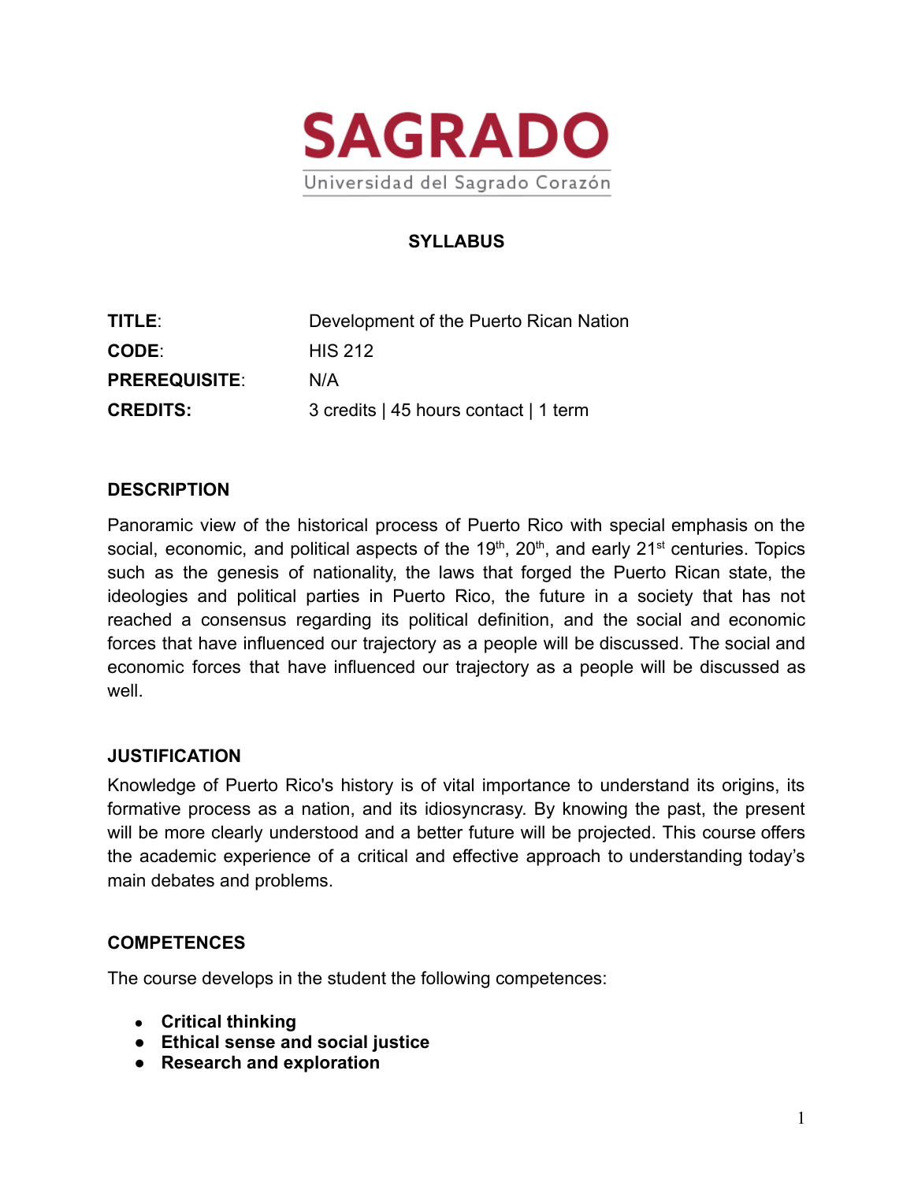SAGRADO

Universidad del Sagrado Corazón

# SYLLABUS

| | |
|---|---|
| **TITLE**: | Development of the Puerto Rican Nation |
| **CODE**: | HIS 212 |
| **PREREQUISITE**: | N/A |
| **CREDITS:** | 3 credits \| 45 hours contact \| 1 term |

## DESCRIPTION

Panoramic view of the historical process of Puerto Rico with special emphasis on the social, economic, and political aspects of the 19th, 20th, and early 21st centuries. Topics such as the genesis of nationality, the laws that forged the Puerto Rican state, the ideologies and political parties in Puerto Rico, the future in a society that has not reached a consensus regarding its political definition, and the social and economic forces that have influenced our trajectory as a people will be discussed. The social and economic forces that have influenced our trajectory as a people will be discussed as well.

## JUSTIFICATION

Knowledge of Puerto Rico's history is of vital importance to understand its origins, its formative process as a nation, and its idiosyncrasy. By knowing the past, the present will be more clearly understood and a better future will be projected. This course offers the academic experience of a critical and effective approach to understanding today's main debates and problems.

## COMPETENCES

The course develops in the student the following competences:

- **Critical thinking**
- **Ethical sense and social justice**
- **Research and exploration**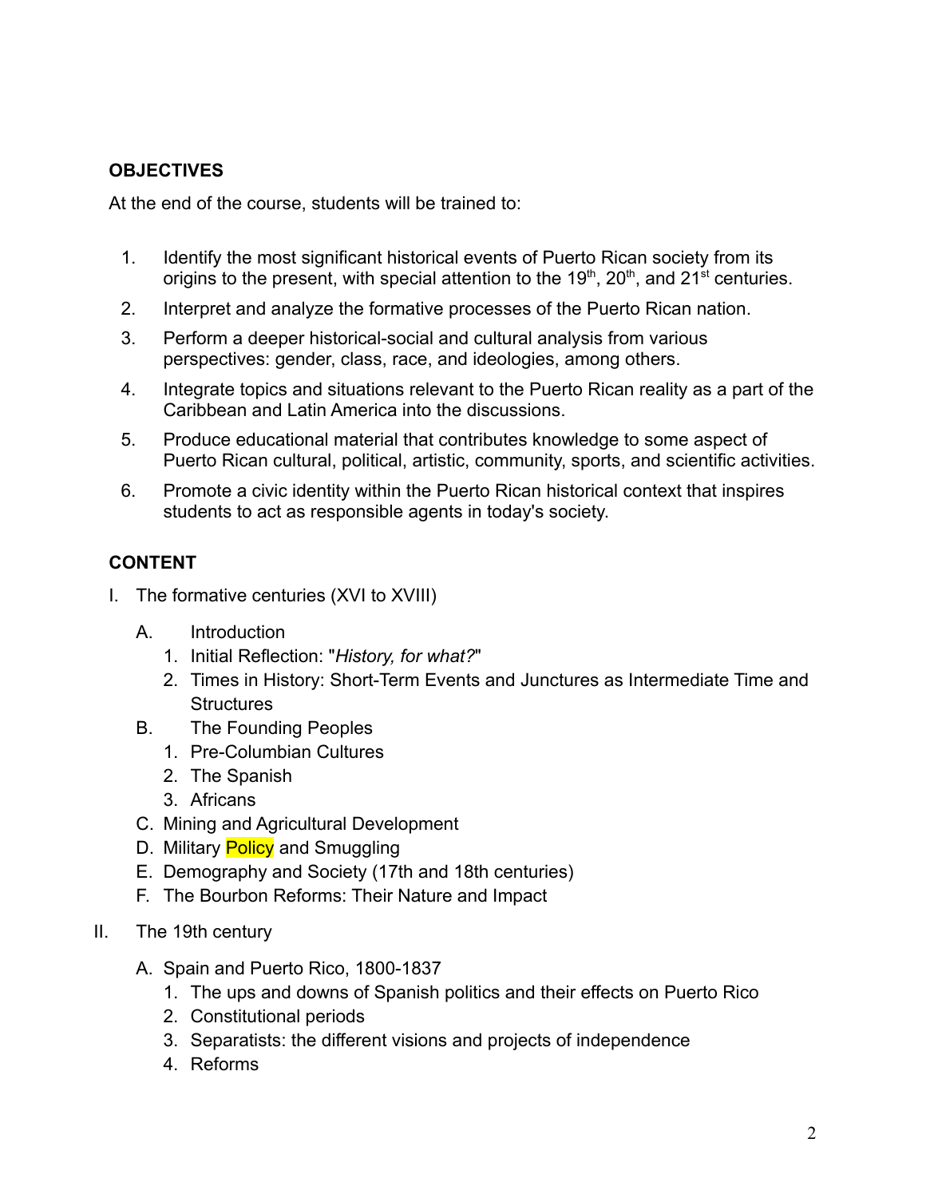## OBJECTIVES

At the end of the course, students will be trained to:

1. Identify the most significant historical events of Puerto Rican society from its origins to the present, with special attention to the 19th, 20th, and 21st centuries.
2. Interpret and analyze the formative processes of the Puerto Rican nation.
3. Perform a deeper historical-social and cultural analysis from various perspectives: gender, class, race, and ideologies, among others.
4. Integrate topics and situations relevant to the Puerto Rican reality as a part of the Caribbean and Latin America into the discussions.
5. Produce educational material that contributes knowledge to some aspect of Puerto Rican cultural, political, artistic, community, sports, and scientific activities.
6. Promote a civic identity within the Puerto Rican historical context that inspires students to act as responsible agents in today's society.

## CONTENT

I. The formative centuries (XVI to XVIII)
   - A. Introduction
     1. Initial Reflection: "*History, for what?*"
     2. Times in History: Short-Term Events and Junctures as Intermediate Time and Structures
   - B. The Founding Peoples
     1. Pre-Columbian Cultures
     2. The Spanish
     3. Africans
   - C. Mining and Agricultural Development
   - D. Military Policy and Smuggling
   - E. Demography and Society (17th and 18th centuries)
   - F. The Bourbon Reforms: Their Nature and Impact

II. The 19th century
   - A. Spain and Puerto Rico, 1800-1837
     1. The ups and downs of Spanish politics and their effects on Puerto Rico
     2. Constitutional periods
     3. Separatists: the different visions and projects of independence
     4. Reforms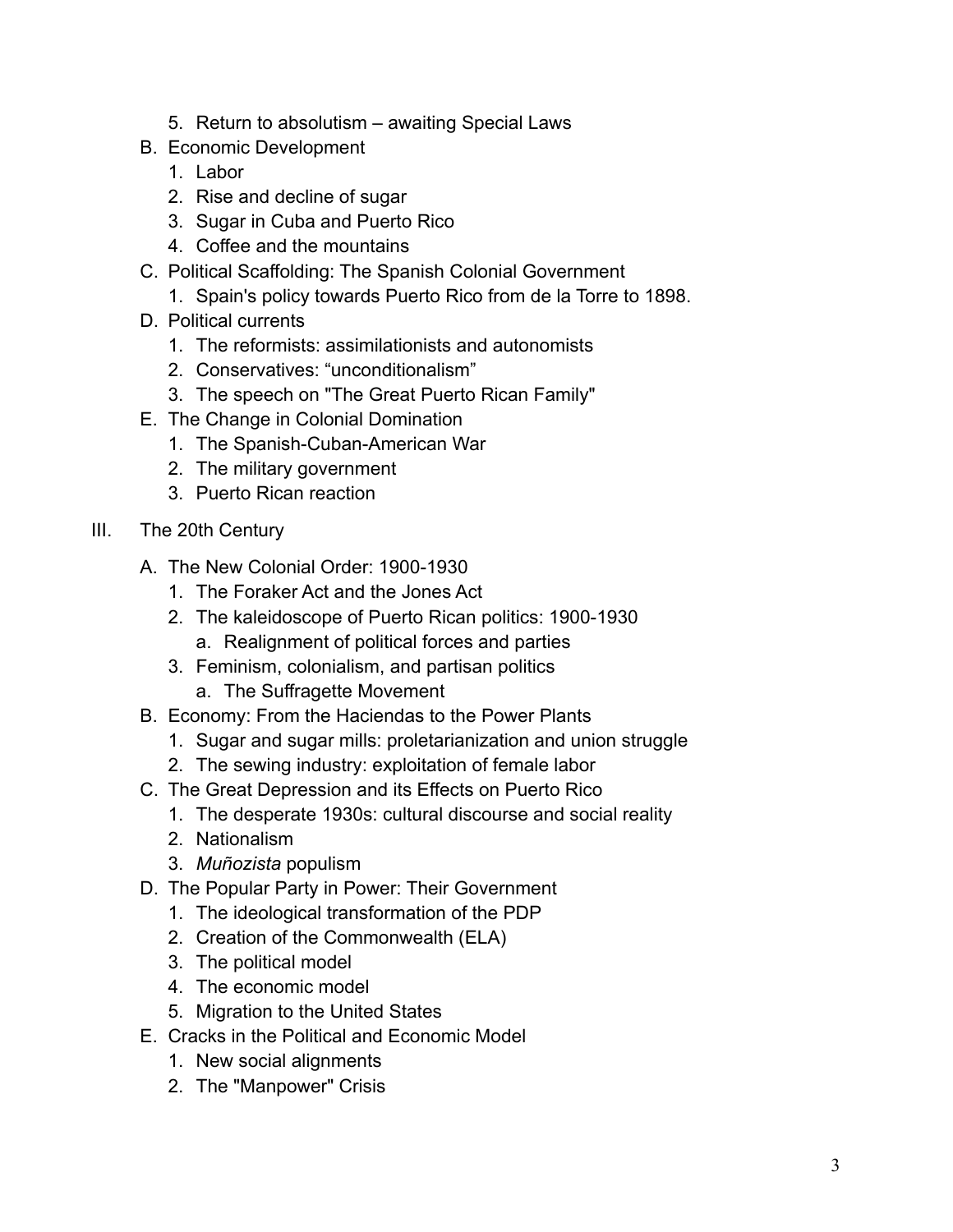5. Return to absolutism – awaiting Special Laws

B. Economic Development
   1. Labor
   2. Rise and decline of sugar
   3. Sugar in Cuba and Puerto Rico
   4. Coffee and the mountains

C. Political Scaffolding: The Spanish Colonial Government
   1. Spain's policy towards Puerto Rico from de la Torre to 1898.

D. Political currents
   1. The reformists: assimilationists and autonomists
   2. Conservatives: "unconditionalism"
   3. The speech on "The Great Puerto Rican Family"

E. The Change in Colonial Domination
   1. The Spanish-Cuban-American War
   2. The military government
   3. Puerto Rican reaction

III. The 20th Century

A. The New Colonial Order: 1900-1930
   1. The Foraker Act and the Jones Act
   2. The kaleidoscope of Puerto Rican politics: 1900-1930
      a. Realignment of political forces and parties
   3. Feminism, colonialism, and partisan politics
      a. The Suffragette Movement

B. Economy: From the Haciendas to the Power Plants
   1. Sugar and sugar mills: proletarianization and union struggle
   2. The sewing industry: exploitation of female labor

C. The Great Depression and its Effects on Puerto Rico
   1. The desperate 1930s: cultural discourse and social reality
   2. Nationalism
   3. *Muñozista* populism

D. The Popular Party in Power: Their Government
   1. The ideological transformation of the PDP
   2. Creation of the Commonwealth (ELA)
   3. The political model
   4. The economic model
   5. Migration to the United States

E. Cracks in the Political and Economic Model
   1. New social alignments
   2. The "Manpower" Crisis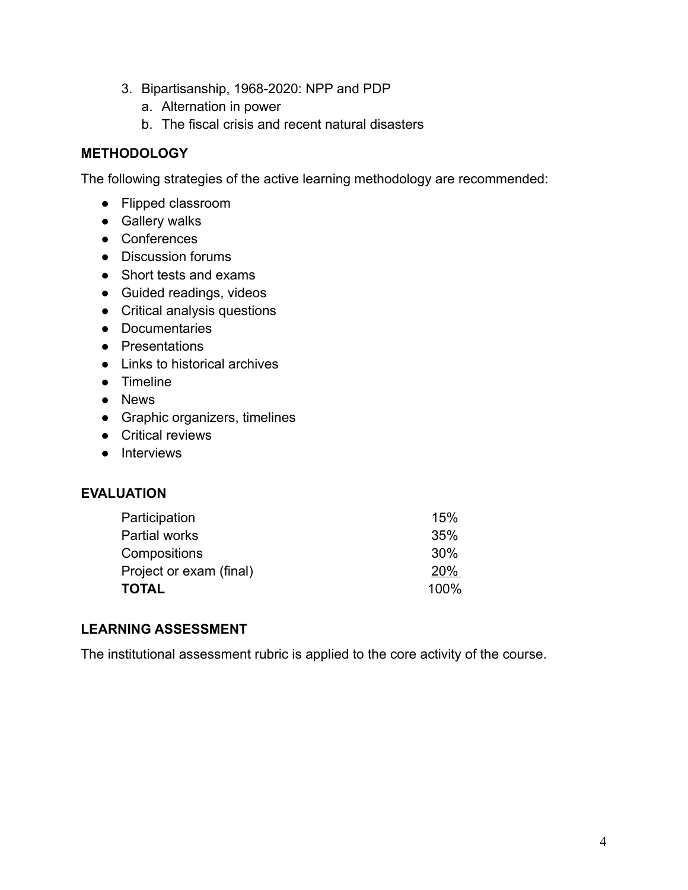3. Bipartisanship, 1968-2020: NPP and PDP
    a. Alternation in power
    b. The fiscal crisis and recent natural disasters

## METHODOLOGY

The following strategies of the active learning methodology are recommended:

- Flipped classroom
- Gallery walks
- Conferences
- Discussion forums
- Short tests and exams
- Guided readings, videos
- Critical analysis questions
- Documentaries
- Presentations
- Links to historical archives
- Timeline
- News
- Graphic organizers, timelines
- Critical reviews
- Interviews

## EVALUATION

| | |
|---|---|
| Participation | 15% |
| Partial works | 35% |
| Compositions | 30% |
| Project or exam (final) | 20% |
| **TOTAL** | 100% |

## LEARNING ASSESSMENT

The institutional assessment rubric is applied to the core activity of the course.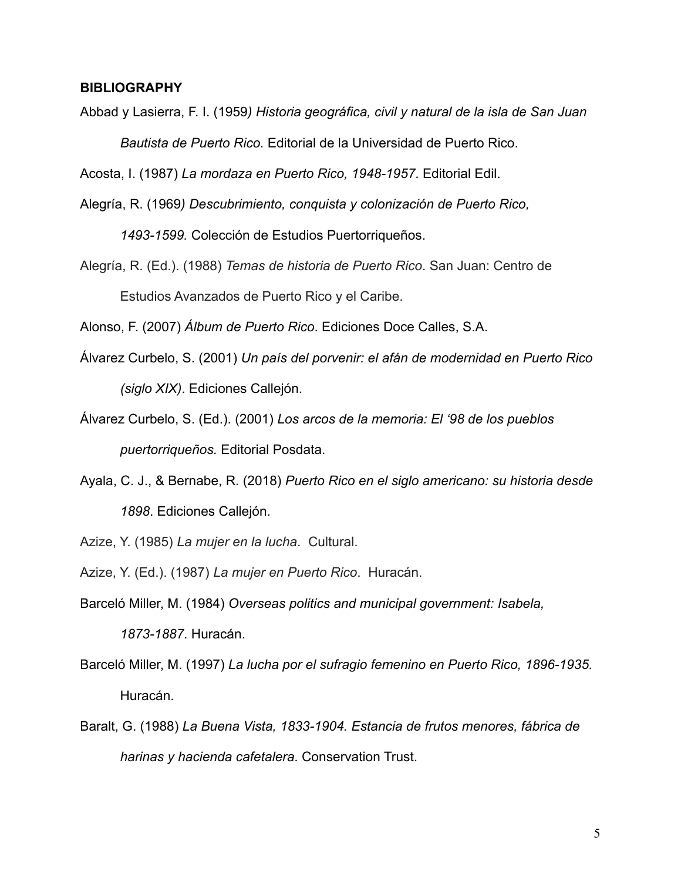**BIBLIOGRAPHY**

Abbad y Lasierra, F. I. (1959*) Historia geográfica, civil y natural de la isla de San Juan Bautista de Puerto Rico.* Editorial de la Universidad de Puerto Rico.

Acosta, I. (1987) *La mordaza en Puerto Rico, 1948-1957*. Editorial Edil.

Alegría, R. (1969*) Descubrimiento, conquista y colonización de Puerto Rico, 1493-1599.* Colección de Estudios Puertorriqueños.

Alegría, R. (Ed.). (1988) *Temas de historia de Puerto Rico*. San Juan: Centro de Estudios Avanzados de Puerto Rico y el Caribe.

Alonso, F. (2007) *Álbum de Puerto Rico*. Ediciones Doce Calles, S.A.

Álvarez Curbelo, S. (2001) *Un país del porvenir: el afán de modernidad en Puerto Rico (siglo XIX)*. Ediciones Callejón.

Álvarez Curbelo, S. (Ed.). (2001) *Los arcos de la memoria: El '98 de los pueblos puertorriqueños.* Editorial Posdata.

Ayala, C. J., & Bernabe, R. (2018) *Puerto Rico en el siglo americano: su historia desde 1898*. Ediciones Callejón.

Azize, Y. (1985) *La mujer en la lucha*. Cultural.

Azize, Y. (Ed.). (1987) *La mujer en Puerto Rico*. Huracán.

Barceló Miller, M. (1984) *Overseas politics and municipal government: Isabela, 1873-1887*. Huracán.

Barceló Miller, M. (1997) *La lucha por el sufragio femenino en Puerto Rico, 1896-1935.* Huracán.

Baralt, G. (1988) *La Buena Vista, 1833-1904. Estancia de frutos menores, fábrica de harinas y hacienda cafetalera*. Conservation Trust.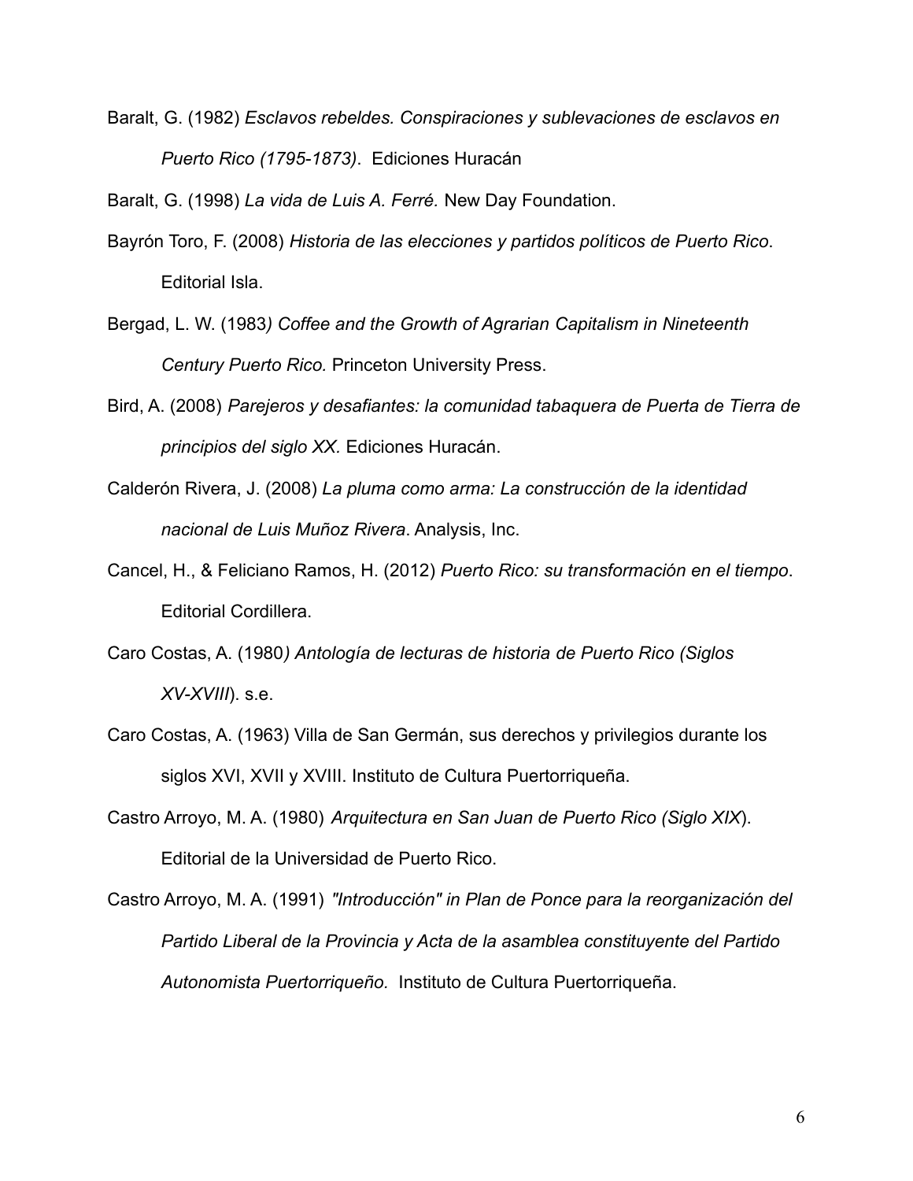Baralt, G. (1982) *Esclavos rebeldes. Conspiraciones y sublevaciones de esclavos en Puerto Rico (1795-1873).* Ediciones Huracán

Baralt, G. (1998) *La vida de Luis A. Ferré.* New Day Foundation.

Bayrón Toro, F. (2008) *Historia de las elecciones y partidos políticos de Puerto Rico.* Editorial Isla.

Bergad, L. W. (1983*) Coffee and the Growth of Agrarian Capitalism in Nineteenth Century Puerto Rico.* Princeton University Press.

Bird, A. (2008) *Parejeros y desafiantes: la comunidad tabaquera de Puerta de Tierra de principios del siglo XX.* Ediciones Huracán.

Calderón Rivera, J. (2008) *La pluma como arma: La construcción de la identidad nacional de Luis Muñoz Rivera*. Analysis, Inc.

Cancel, H., & Feliciano Ramos, H. (2012) *Puerto Rico: su transformación en el tiempo*. Editorial Cordillera.

Caro Costas, A. (1980*) Antología de lecturas de historia de Puerto Rico (Siglos XV-XVIII*). s.e.

Caro Costas, A. (1963) Villa de San Germán, sus derechos y privilegios durante los siglos XVI, XVII y XVIII. Instituto de Cultura Puertorriqueña.

Castro Arroyo, M. A. (1980) *Arquitectura en San Juan de Puerto Rico (Siglo XIX*). Editorial de la Universidad de Puerto Rico.

Castro Arroyo, M. A. (1991) *"Introducción" in Plan de Ponce para la reorganización del Partido Liberal de la Provincia y Acta de la asamblea constituyente del Partido Autonomista Puertorriqueño.* Instituto de Cultura Puertorriqueña.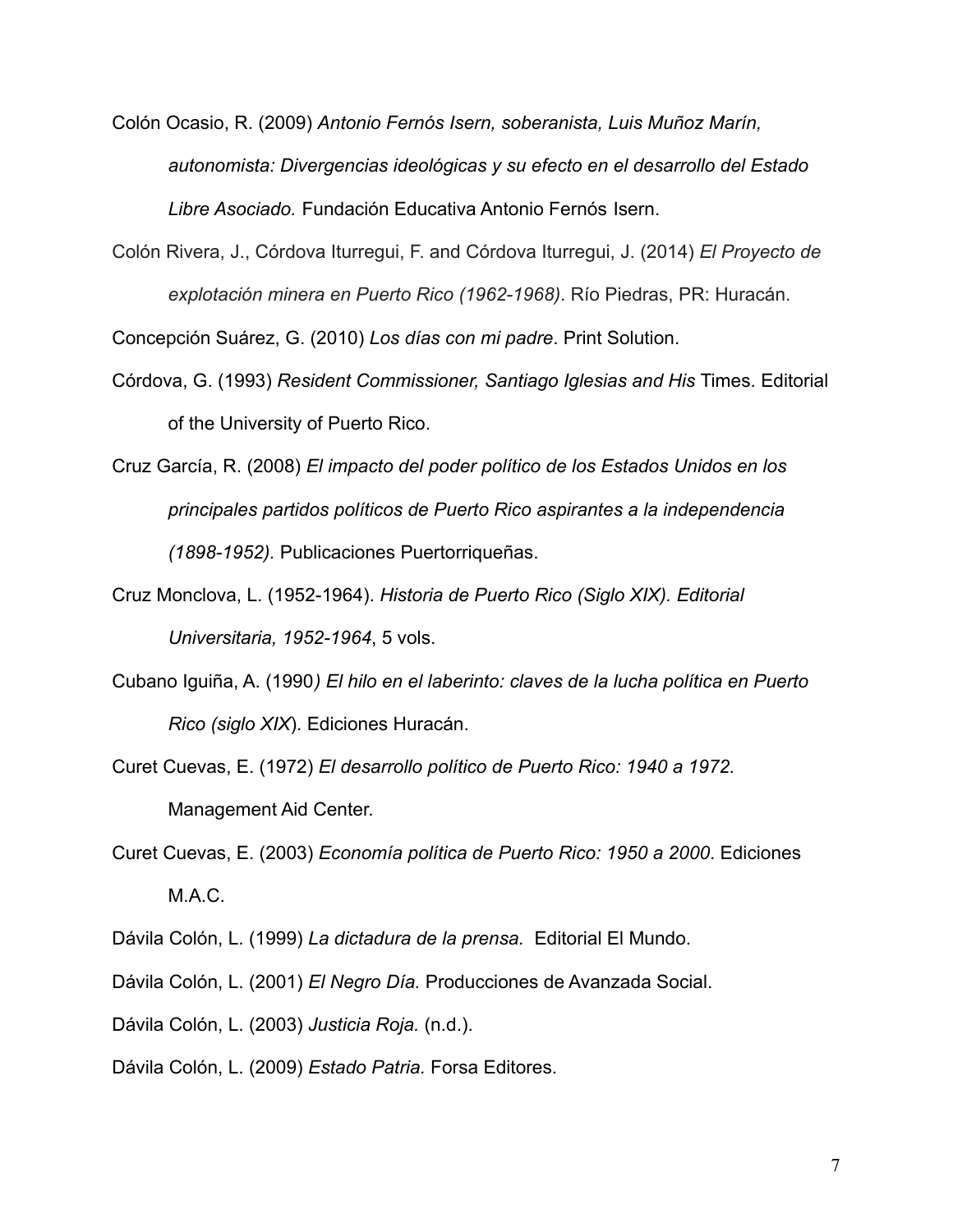Colón Ocasio, R. (2009) *Antonio Fernós Isern, soberanista, Luis Muñoz Marín, autonomista: Divergencias ideológicas y su efecto en el desarrollo del Estado Libre Asociado.* Fundación Educativa Antonio Fernós Isern.

Colón Rivera, J., Córdova Iturregui, F. and Córdova Iturregui, J. (2014) *El Proyecto de explotación minera en Puerto Rico (1962-1968)*. Río Piedras, PR: Huracán.

Concepción Suárez, G. (2010) *Los días con mi padre*. Print Solution.

Córdova, G. (1993) *Resident Commissioner, Santiago Iglesias and His* Times. Editorial of the University of Puerto Rico.

Cruz García, R. (2008) *El impacto del poder político de los Estados Unidos en los principales partidos políticos de Puerto Rico aspirantes a la independencia (1898-1952).* Publicaciones Puertorriqueñas.

Cruz Monclova, L. (1952-1964). *Historia de Puerto Rico (Siglo XIX). Editorial Universitaria, 1952-1964*, 5 vols.

Cubano Iguiña, A. (1990*) El hilo en el laberinto: claves de la lucha política en Puerto Rico (siglo XIX*). Ediciones Huracán.

Curet Cuevas, E. (1972) *El desarrollo político de Puerto Rico: 1940 a 1972.* Management Aid Center.

Curet Cuevas, E. (2003) *Economía política de Puerto Rico: 1950 a 2000*. Ediciones M.A.C.

Dávila Colón, L. (1999) *La dictadura de la prensa.* Editorial El Mundo.

Dávila Colón, L. (2001) *El Negro Día.* Producciones de Avanzada Social.

Dávila Colón, L. (2003) *Justicia Roja.* (n.d.).

Dávila Colón, L. (2009) *Estado Patria.* Forsa Editores.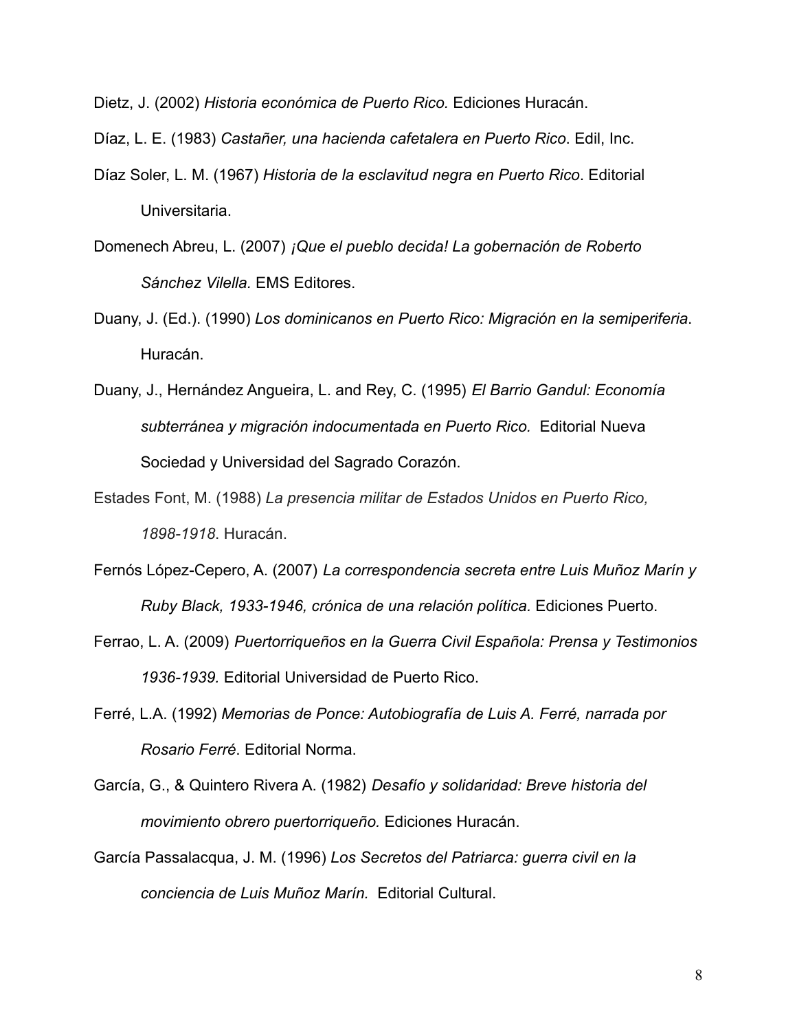Dietz, J. (2002) *Historia económica de Puerto Rico.* Ediciones Huracán.

Díaz, L. E. (1983) *Castañer, una hacienda cafetalera en Puerto Rico*. Edil, Inc.

Díaz Soler, L. M. (1967) *Historia de la esclavitud negra en Puerto Rico*. Editorial Universitaria.

Domenech Abreu, L. (2007) *¡Que el pueblo decida! La gobernación de Roberto Sánchez Vilella.* EMS Editores.

Duany, J. (Ed.). (1990) *Los dominicanos en Puerto Rico: Migración en la semiperiferia*. Huracán.

Duany, J., Hernández Angueira, L. and Rey, C. (1995) *El Barrio Gandul: Economía subterránea y migración indocumentada en Puerto Rico.* Editorial Nueva Sociedad y Universidad del Sagrado Corazón.

Estades Font, M. (1988) *La presencia militar de Estados Unidos en Puerto Rico, 1898-1918*. Huracán.

Fernós López-Cepero, A. (2007) *La correspondencia secreta entre Luis Muñoz Marín y Ruby Black, 1933-1946, crónica de una relación política.* Ediciones Puerto.

Ferrao, L. A. (2009) *Puertorriqueños en la Guerra Civil Española: Prensa y Testimonios 1936-1939.* Editorial Universidad de Puerto Rico.

Ferré, L.A. (1992) *Memorias de Ponce: Autobiografía de Luis A. Ferré, narrada por Rosario Ferré*. Editorial Norma.

García, G., & Quintero Rivera A. (1982) *Desafío y solidaridad: Breve historia del movimiento obrero puertorriqueño.* Ediciones Huracán.

García Passalacqua, J. M. (1996) *Los Secretos del Patriarca: guerra civil en la conciencia de Luis Muñoz Marín.* Editorial Cultural.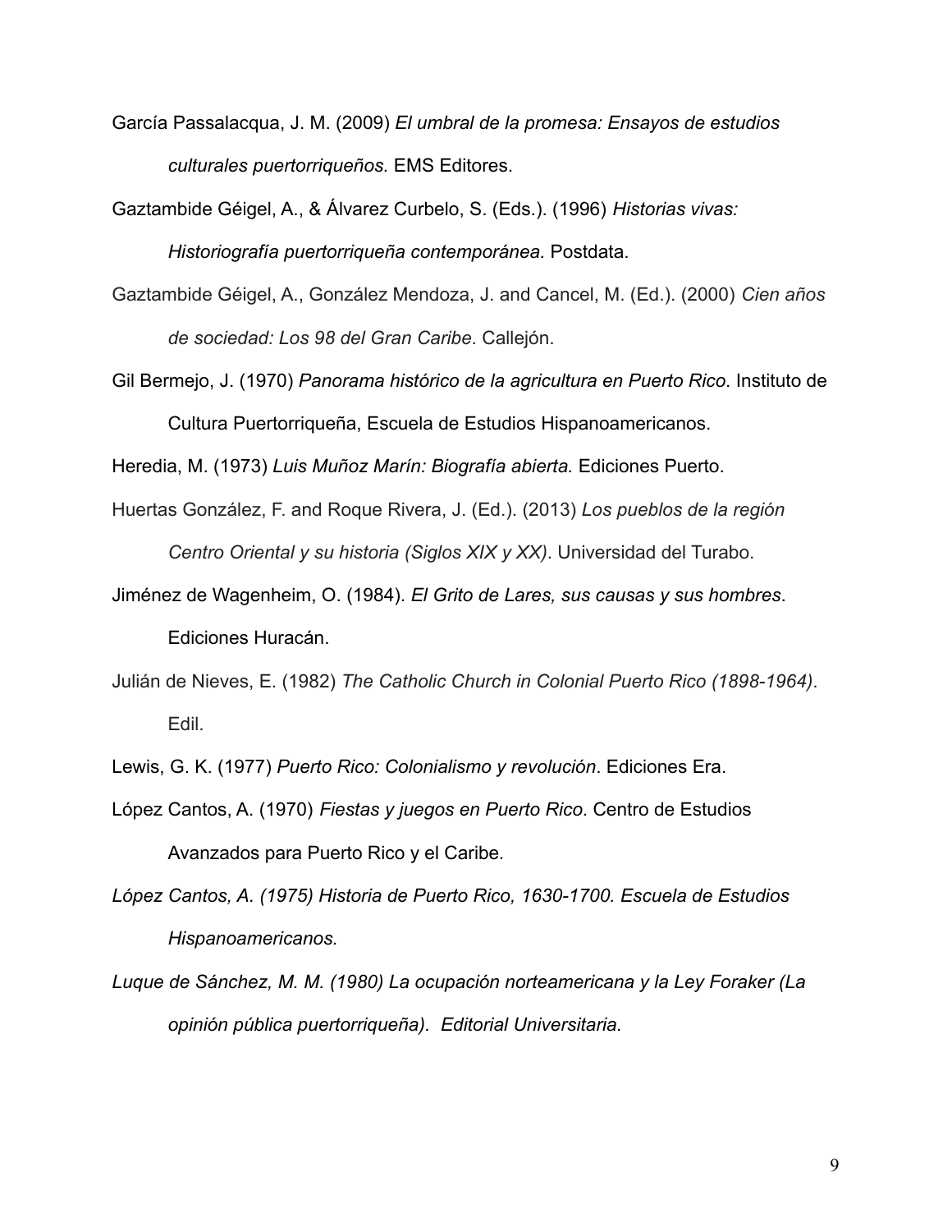García Passalacqua, J. M. (2009) *El umbral de la promesa: Ensayos de estudios culturales puertorriqueños.* EMS Editores.

Gaztambide Géigel, A., & Álvarez Curbelo, S. (Eds.). (1996) *Historias vivas: Historiografía puertorriqueña contemporánea.* Postdata.

Gaztambide Géigel, A., González Mendoza, J. and Cancel, M. (Ed.). (2000) *Cien años de sociedad: Los 98 del Gran Caribe*. Callejón.

Gil Bermejo, J. (1970) *Panorama histórico de la agricultura en Puerto Rico*. Instituto de Cultura Puertorriqueña, Escuela de Estudios Hispanoamericanos.

Heredia, M. (1973) *Luis Muñoz Marín: Biografía abierta.* Ediciones Puerto.

Huertas González, F. and Roque Rivera, J. (Ed.). (2013) *Los pueblos de la región Centro Oriental y su historia (Siglos XIX y XX)*. Universidad del Turabo.

Jiménez de Wagenheim, O. (1984). *El Grito de Lares, sus causas y sus hombres*. Ediciones Huracán.

Julián de Nieves, E. (1982) *The Catholic Church in Colonial Puerto Rico (1898-1964)*. Edil.

Lewis, G. K. (1977) *Puerto Rico: Colonialismo y revolución*. Ediciones Era.

López Cantos, A. (1970) *Fiestas y juegos en Puerto Rico*. Centro de Estudios Avanzados para Puerto Rico y el Caribe.

*López Cantos, A. (1975) Historia de Puerto Rico, 1630-1700. Escuela de Estudios Hispanoamericanos.*

*Luque de Sánchez, M. M. (1980) La ocupación norteamericana y la Ley Foraker (La opinión pública puertorriqueña). Editorial Universitaria.*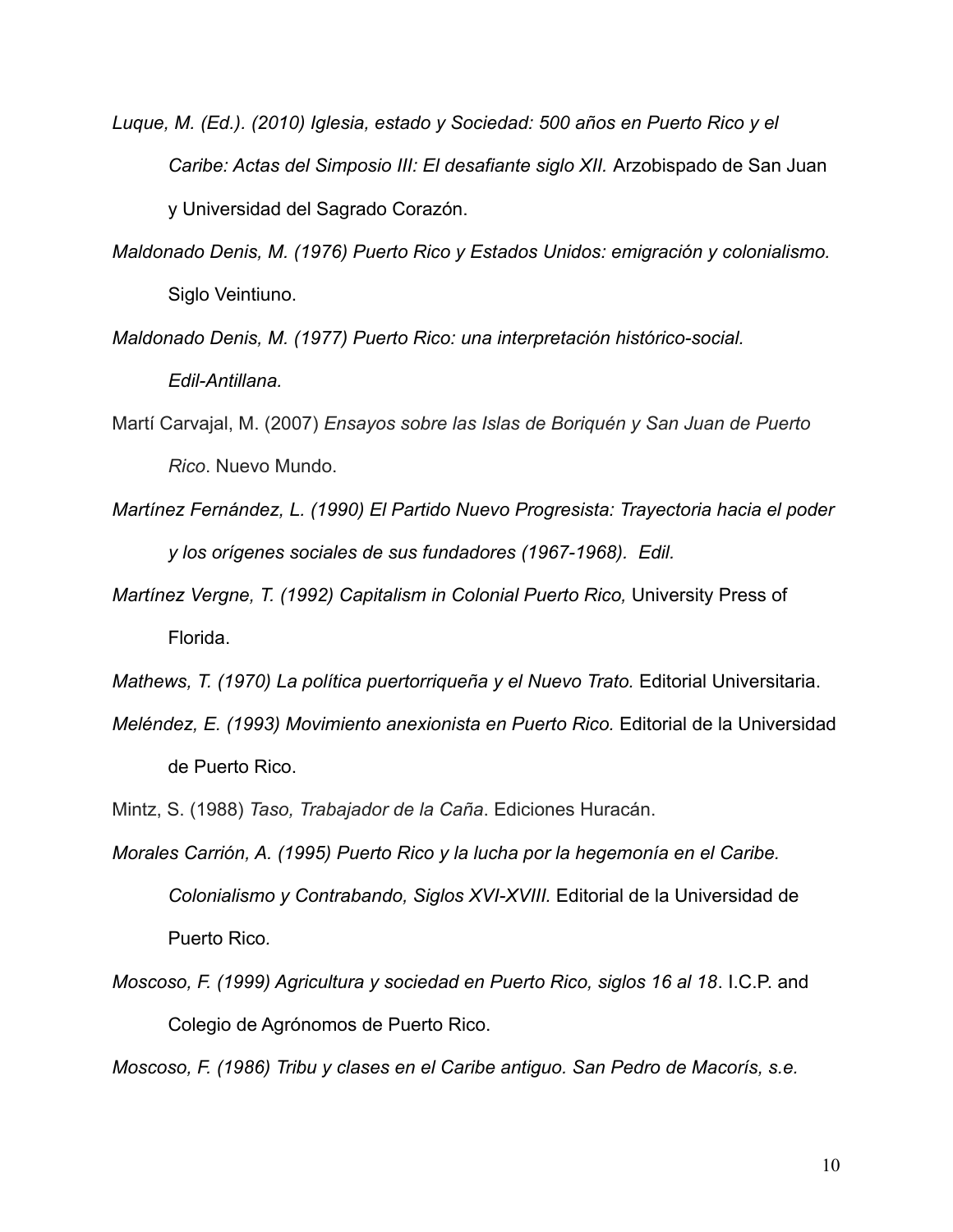*Luque, M. (Ed.). (2010) Iglesia, estado y Sociedad: 500 años en Puerto Rico y el Caribe: Actas del Simposio III: El desafiante siglo XII.* Arzobispado de San Juan y Universidad del Sagrado Corazón.

*Maldonado Denis, M. (1976) Puerto Rico y Estados Unidos: emigración y colonialismo.* Siglo Veintiuno.

*Maldonado Denis, M. (1977) Puerto Rico: una interpretación histórico-social. Edil-Antillana.*

Martí Carvajal, M. (2007) *Ensayos sobre las Islas de Boriquén y San Juan de Puerto Rico*. Nuevo Mundo.

*Martínez Fernández, L. (1990) El Partido Nuevo Progresista: Trayectoria hacia el poder y los orígenes sociales de sus fundadores (1967-1968). Edil.*

*Martínez Vergne, T. (1992) Capitalism in Colonial Puerto Rico,* University Press of Florida.

*Mathews, T. (1970) La política puertorriqueña y el Nuevo Trato.* Editorial Universitaria.

*Meléndez, E. (1993) Movimiento anexionista en Puerto Rico.* Editorial de la Universidad de Puerto Rico.

Mintz, S. (1988) *Taso, Trabajador de la Caña*. Ediciones Huracán.

*Morales Carrión, A. (1995) Puerto Rico y la lucha por la hegemonía en el Caribe. Colonialismo y Contrabando, Siglos XVI-XVIII.* Editorial de la Universidad de Puerto Rico*.*

*Moscoso, F. (1999) Agricultura y sociedad en Puerto Rico, siglos 16 al 18*. I.C.P. and Colegio de Agrónomos de Puerto Rico.

*Moscoso, F. (1986) Tribu y clases en el Caribe antiguo. San Pedro de Macorís, s.e.*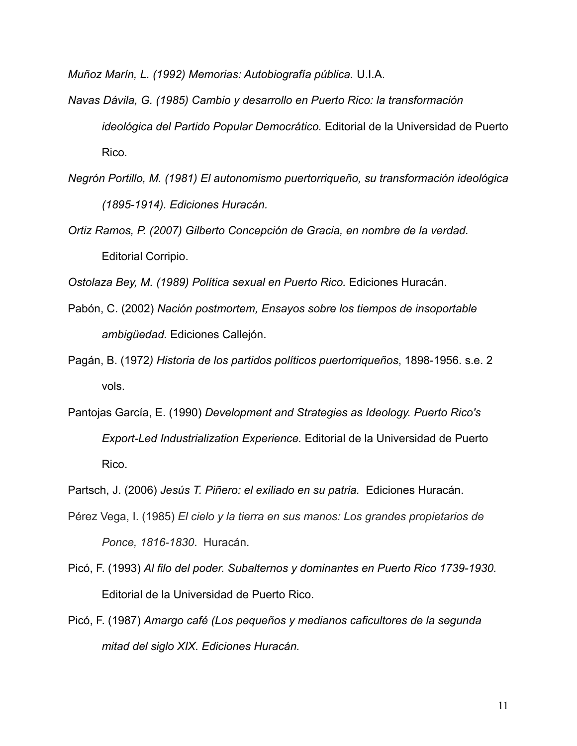*Muñoz Marín, L. (1992) Memorias: Autobiografía pública.* U.I.A.

*Navas Dávila, G. (1985) Cambio y desarrollo en Puerto Rico: la transformación ideológica del Partido Popular Democrático.* Editorial de la Universidad de Puerto Rico*.*

*Negrón Portillo, M. (1981) El autonomismo puertorriqueño, su transformación ideológica (1895-1914). Ediciones Huracán.*

*Ortiz Ramos, P. (2007) Gilberto Concepción de Gracia, en nombre de la verdad.* Editorial Corripio.

*Ostolaza Bey, M. (1989) Política sexual en Puerto Rico.* Ediciones Huracán.

Pabón, C. (2002) *Nación postmortem, Ensayos sobre los tiempos de insoportable ambigüedad.* Ediciones Callejón.

Pagán, B. (1972*) Historia de los partidos políticos puertorriqueños*, 1898-1956. s.e. 2 vols.

Pantojas García, E. (1990) *Development and Strategies as Ideology. Puerto Rico's Export-Led Industrialization Experience.* Editorial de la Universidad de Puerto Rico.

Partsch, J. (2006) *Jesús T. Piñero: el exiliado en su patria.* Ediciones Huracán.

Pérez Vega, I. (1985) *El cielo y la tierra en sus manos: Los grandes propietarios de Ponce, 1816-1830*. Huracán.

Picó, F. (1993) *Al filo del poder. Subalternos y dominantes en Puerto Rico 1739-1930.* Editorial de la Universidad de Puerto Rico.

Picó, F. (1987) *Amargo café (Los pequeños y medianos caficultores de la segunda mitad del siglo XIX. Ediciones Huracán.*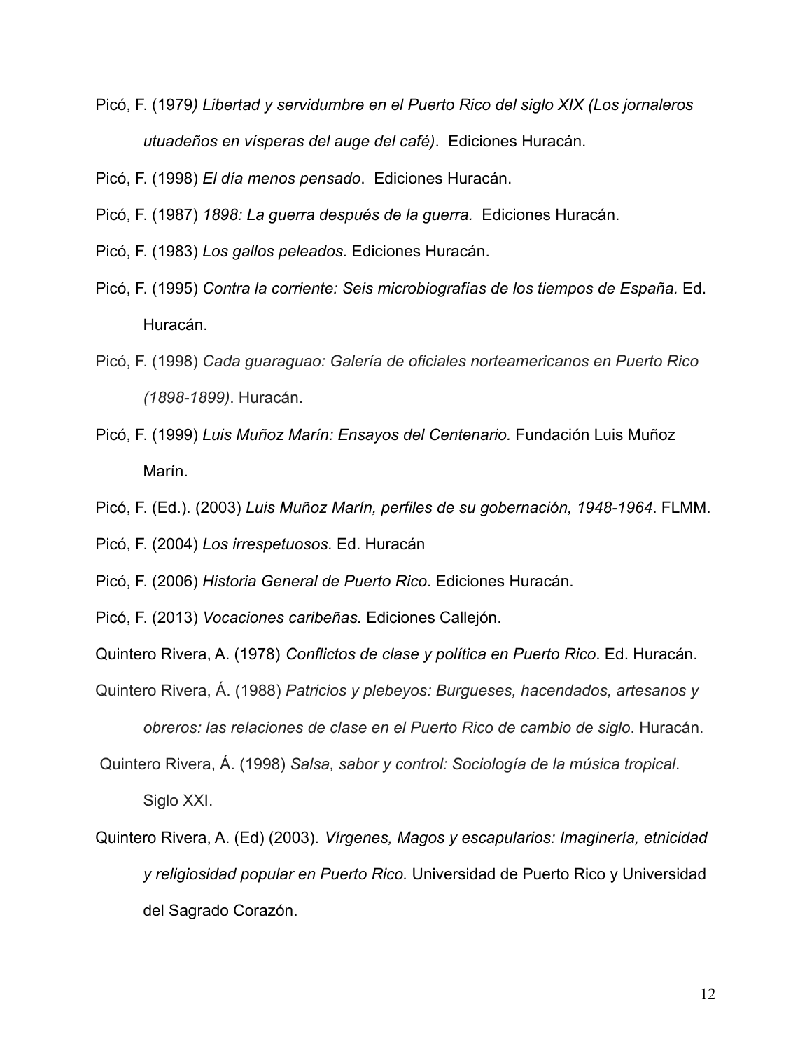Picó, F. (1979*) Libertad y servidumbre en el Puerto Rico del siglo XIX (Los jornaleros utuadeños en vísperas del auge del café)*. Ediciones Huracán.

Picó, F. (1998) *El día menos pensado*. Ediciones Huracán.

Picó, F. (1987) *1898: La guerra después de la guerra.* Ediciones Huracán.

Picó, F. (1983) *Los gallos peleados.* Ediciones Huracán.

Picó, F. (1995) *Contra la corriente: Seis microbiografías de los tiempos de España.* Ed. Huracán.

Picó, F. (1998) *Cada guaraguao: Galería de oficiales norteamericanos en Puerto Rico (1898-1899)*. Huracán.

Picó, F. (1999) *Luis Muñoz Marín: Ensayos del Centenario.* Fundación Luis Muñoz Marín.

Picó, F. (Ed.). (2003) *Luis Muñoz Marín, perfiles de su gobernación, 1948-1964*. FLMM.

Picó, F. (2004) *Los irrespetuosos.* Ed. Huracán

Picó, F. (2006) *Historia General de Puerto Rico*. Ediciones Huracán.

Picó, F. (2013) *Vocaciones caribeñas.* Ediciones Callejón.

Quintero Rivera, A. (1978) *Conflictos de clase y política en Puerto Rico*. Ed. Huracán.

Quintero Rivera, Á. (1988) *Patricios y plebeyos: Burgueses, hacendados, artesanos y obreros: las relaciones de clase en el Puerto Rico de cambio de siglo*. Huracán.

Quintero Rivera, Á. (1998) *Salsa, sabor y control: Sociología de la música tropical*. Siglo XXI.

Quintero Rivera, A. (Ed) (2003). *Vírgenes, Magos y escapularios: Imaginería, etnicidad y religiosidad popular en Puerto Rico.* Universidad de Puerto Rico y Universidad del Sagrado Corazón.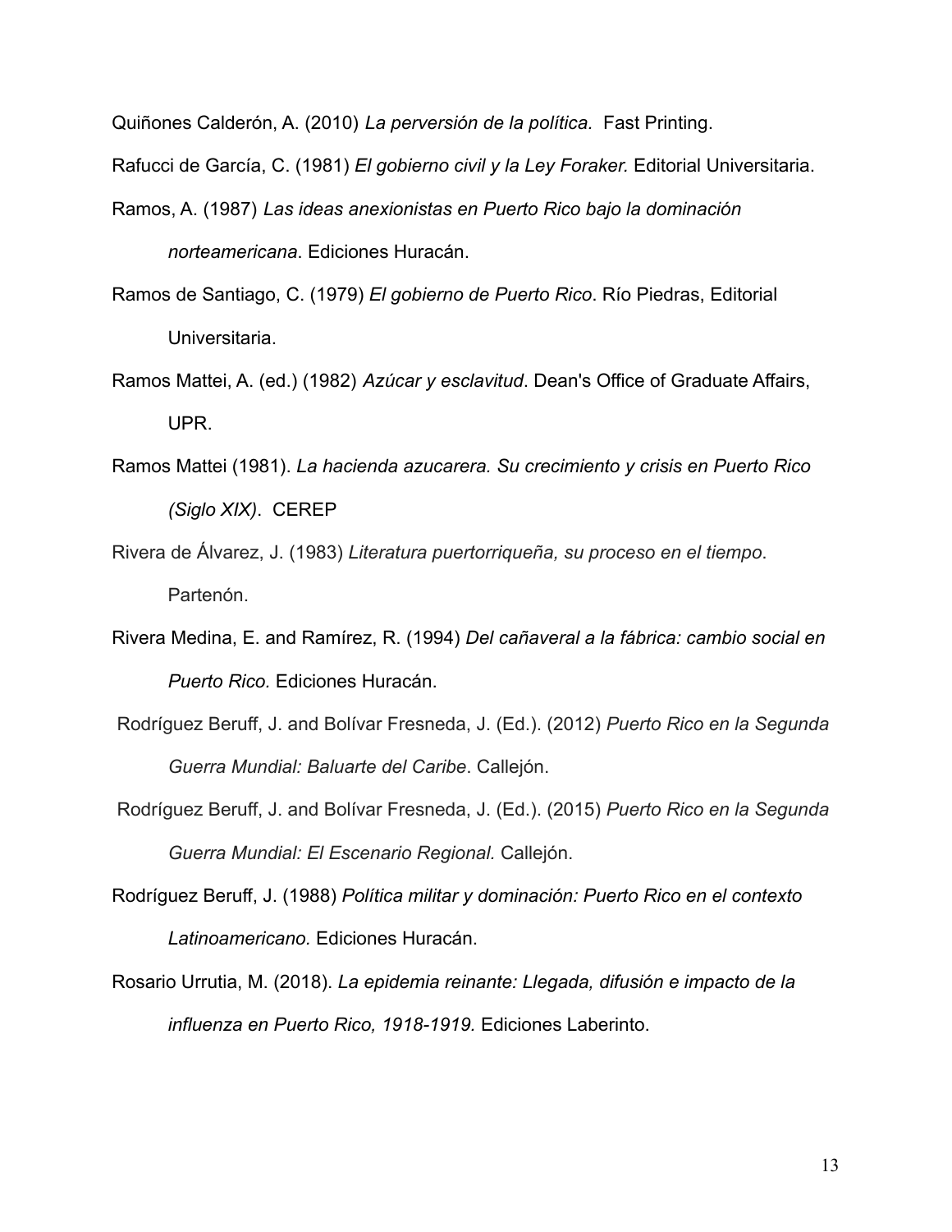Quiñones Calderón, A. (2010) *La perversión de la política.* Fast Printing.

Rafucci de García, C. (1981) *El gobierno civil y la Ley Foraker.* Editorial Universitaria.

Ramos, A. (1987) *Las ideas anexionistas en Puerto Rico bajo la dominación norteamericana*. Ediciones Huracán.

Ramos de Santiago, C. (1979) *El gobierno de Puerto Rico*. Río Piedras, Editorial Universitaria.

Ramos Mattei, A. (ed.) (1982) *Azúcar y esclavitud*. Dean's Office of Graduate Affairs, UPR.

Ramos Mattei (1981). *La hacienda azucarera. Su crecimiento y crisis en Puerto Rico (Siglo XIX)*. CEREP

Rivera de Álvarez, J. (1983) *Literatura puertorriqueña, su proceso en el tiempo*. Partenón.

Rivera Medina, E. and Ramírez, R. (1994) *Del cañaveral a la fábrica: cambio social en Puerto Rico.* Ediciones Huracán.

Rodríguez Beruff, J. and Bolívar Fresneda, J. (Ed.). (2012) *Puerto Rico en la Segunda Guerra Mundial: Baluarte del Caribe*. Callejón.

Rodríguez Beruff, J. and Bolívar Fresneda, J. (Ed.). (2015) *Puerto Rico en la Segunda Guerra Mundial: El Escenario Regional.* Callejón.

Rodríguez Beruff, J. (1988) *Política militar y dominación: Puerto Rico en el contexto Latinoamericano.* Ediciones Huracán.

Rosario Urrutia, M. (2018). *La epidemia reinante: Llegada, difusión e impacto de la influenza en Puerto Rico, 1918-1919.* Ediciones Laberinto.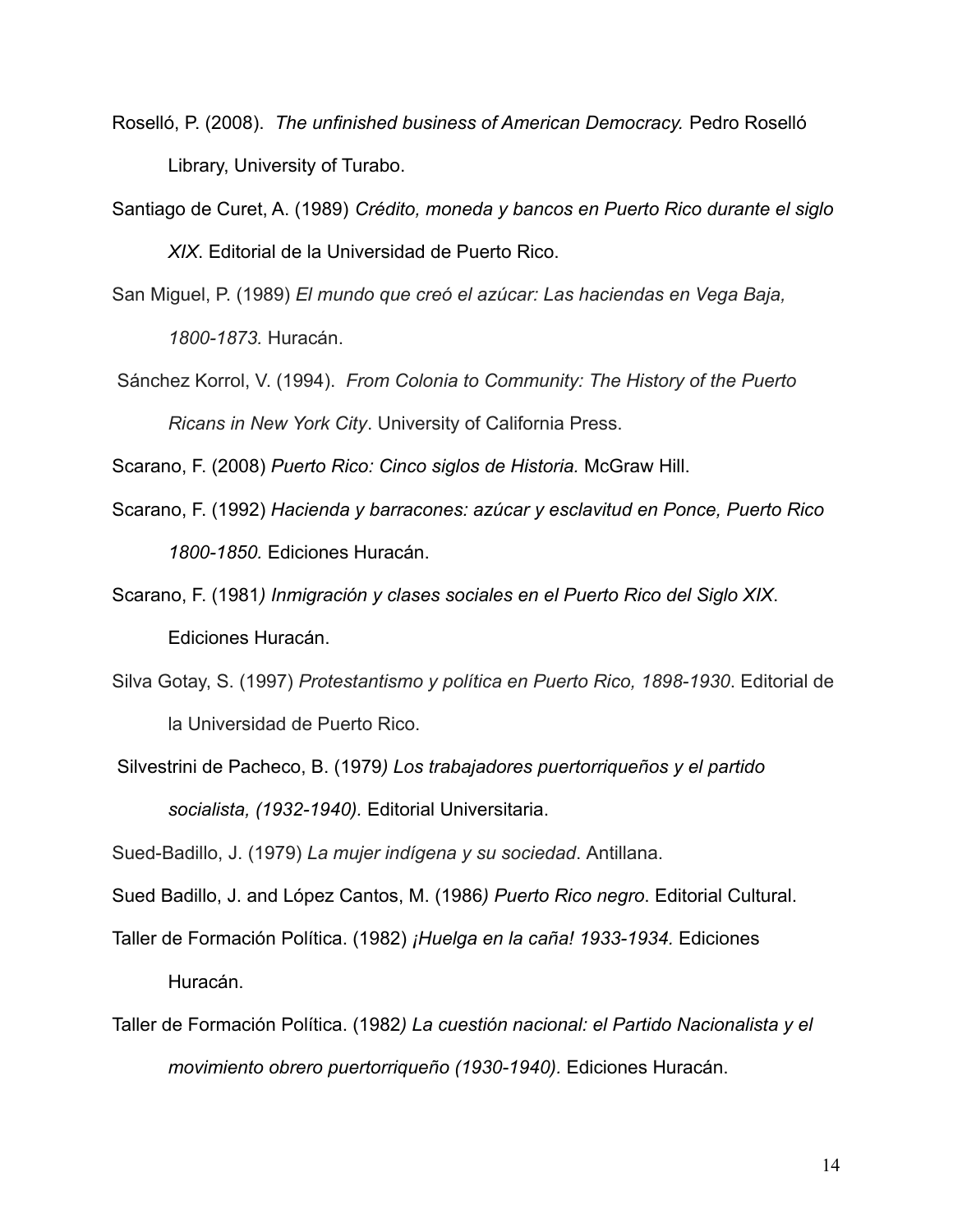Roselló, P. (2008). *The unfinished business of American Democracy.* Pedro Roselló Library, University of Turabo.

Santiago de Curet, A. (1989) *Crédito, moneda y bancos en Puerto Rico durante el siglo XIX*. Editorial de la Universidad de Puerto Rico.

San Miguel, P. (1989) *El mundo que creó el azúcar: Las haciendas en Vega Baja, 1800-1873.* Huracán.

Sánchez Korrol, V. (1994). *From Colonia to Community: The History of the Puerto Ricans in New York City*. University of California Press.

Scarano, F. (2008) *Puerto Rico: Cinco siglos de Historia.* McGraw Hill.

Scarano, F. (1992) *Hacienda y barracones: azúcar y esclavitud en Ponce, Puerto Rico 1800-1850.* Ediciones Huracán.

Scarano, F. (1981*) Inmigración y clases sociales en el Puerto Rico del Siglo XIX*. Ediciones Huracán.

Silva Gotay, S. (1997) *Protestantismo y política en Puerto Rico, 1898-1930*. Editorial de la Universidad de Puerto Rico.

Silvestrini de Pacheco, B. (1979*) Los trabajadores puertorriqueños y el partido socialista, (1932-1940).* Editorial Universitaria.

Sued-Badillo, J. (1979) *La mujer indígena y su sociedad*. Antillana.

Sued Badillo, J. and López Cantos, M. (1986*) Puerto Rico negro*. Editorial Cultural.

Taller de Formación Política. (1982) *¡Huelga en la caña! 1933-1934.* Ediciones Huracán.

Taller de Formación Política. (1982*) La cuestión nacional: el Partido Nacionalista y el movimiento obrero puertorriqueño (1930-1940).* Ediciones Huracán.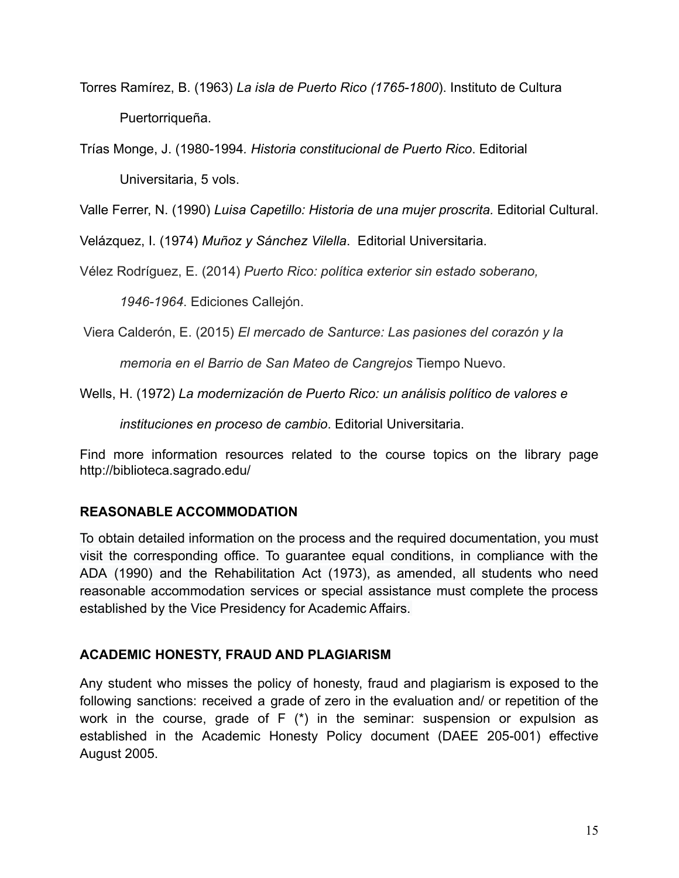Torres Ramírez, B. (1963) *La isla de Puerto Rico (1765-1800*). Instituto de Cultura Puertorriqueña.

Trías Monge, J. (1980-1994*. Historia constitucional de Puerto Rico*. Editorial Universitaria, 5 vols.

Valle Ferrer, N. (1990) *Luisa Capetillo: Historia de una mujer proscrita.* Editorial Cultural.

Velázquez, I. (1974) *Muñoz y Sánchez Vilella*. Editorial Universitaria.

Vélez Rodríguez, E. (2014) *Puerto Rico: política exterior sin estado soberano, 1946-1964*. Ediciones Callejón.

Viera Calderón, E. (2015) *El mercado de Santurce: Las pasiones del corazón y la memoria en el Barrio de San Mateo de Cangrejos* Tiempo Nuevo.

Wells, H. (1972) *La modernización de Puerto Rico: un análisis político de valores e instituciones en proceso de cambio*. Editorial Universitaria.

Find more information resources related to the course topics on the library page http://biblioteca.sagrado.edu/

**REASONABLE ACCOMMODATION**

To obtain detailed information on the process and the required documentation, you must visit the corresponding office. To guarantee equal conditions, in compliance with the ADA (1990) and the Rehabilitation Act (1973), as amended, all students who need reasonable accommodation services or special assistance must complete the process established by the Vice Presidency for Academic Affairs.

**ACADEMIC HONESTY, FRAUD AND PLAGIARISM**

Any student who misses the policy of honesty, fraud and plagiarism is exposed to the following sanctions: received a grade of zero in the evaluation and/ or repetition of the work in the course, grade of F (*) in the seminar: suspension or expulsion as established in the Academic Honesty Policy document (DAEE 205-001) effective August 2005.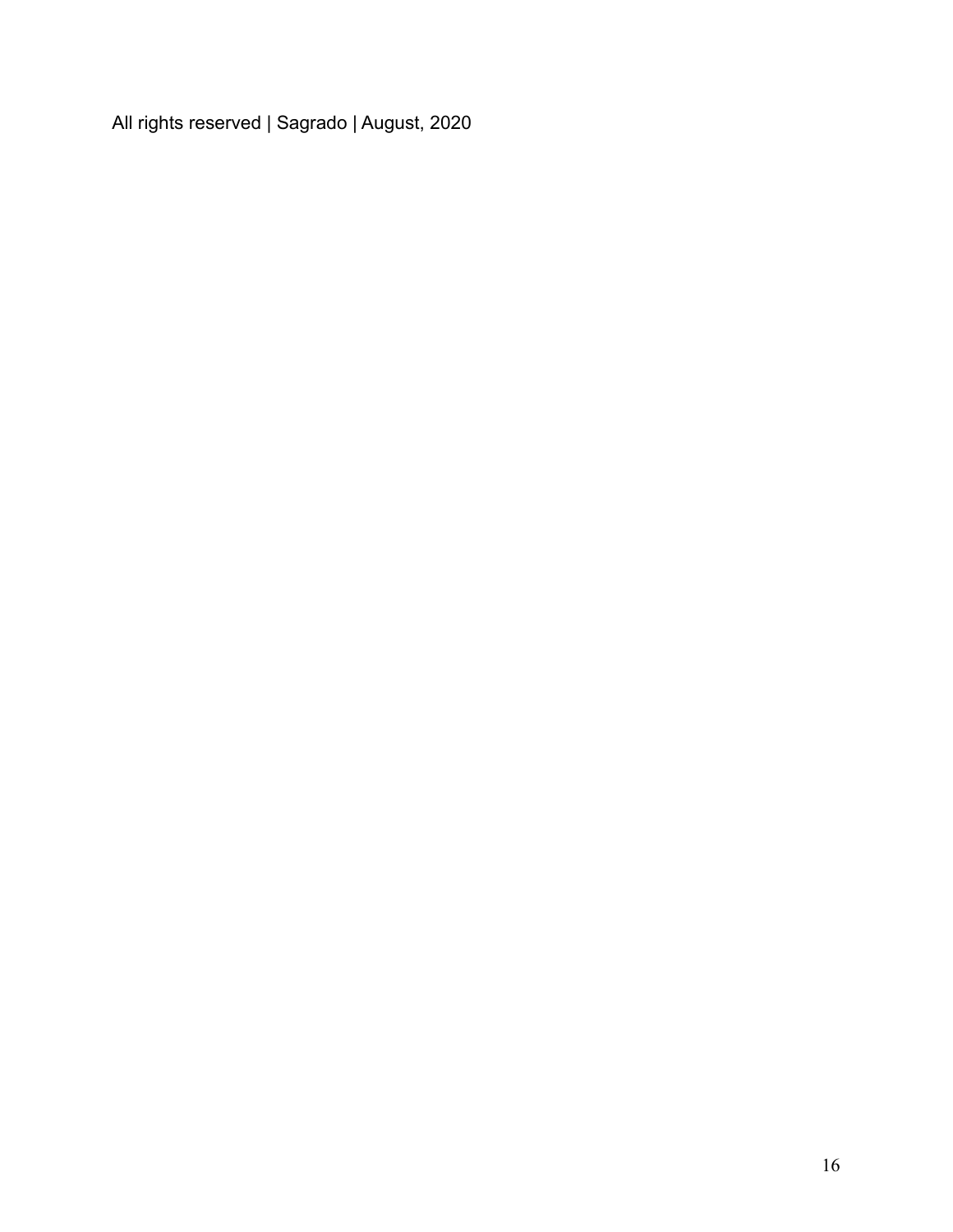All rights reserved | Sagrado | August, 2020